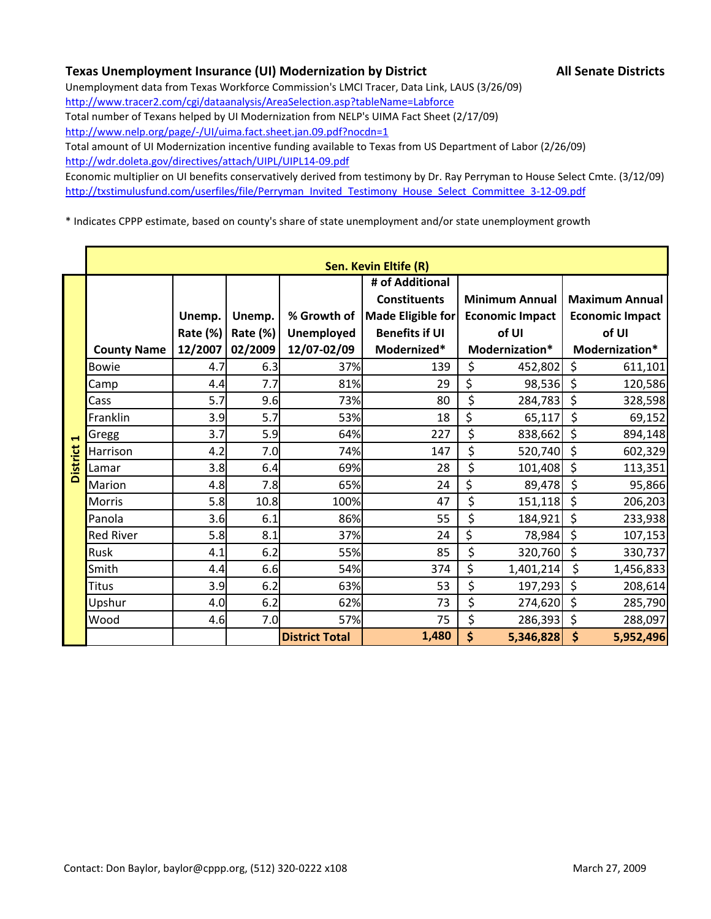## Texas Unemployment Insurance (UI) Modernization by District

**All Senate Districts**

Unemployment data from Texas Workforce Commission's LMCI Tracer, Data Link, LAUS (3/26/09)

http://www.tracer2.com/cgi/dataanalysis/AreaSelection.asp?tableName=Labforce

Total number of Texans helped by UI Modernization from NELP's UIMA Fact Sheet (2/17/09)

http://www.nelp.org/page/-/UI/uima.fact.sheet.jan.09.pdf?nocdn=1

Total amount of UI Modernization incentive funding available to Texas from US Department of Labor (2/26/09)

http://wdr.doleta.gov/directives/attach/UIPL/UIPL14-09.pdf

Economic multiplier on UI benefits conservatively derived from testimony by Dr. Ray Perryman to House Select Cmte. (3/12/09)

http://txstimulusfund.com/userfiles/file/Perryman_Invited_Testimony_House_Select_Committee_3-12-09.pdf

* Indicates CPPP estimate, based on county's share of state unemployment and/or state unemployment growth

**District 1 — Sen. Kevin Eltife (R)**

| County Name | Unemp. Rate (%) 12/2007 | Unemp. Rate (%) 02/2009 | % Growth of Unemployed 12/07-02/09 | # of Additional Constituents Made Eligible for Benefits if UI Modernized* | Minimum Annual Economic Impact of UI Modernization* | Maximum Annual Economic Impact of UI Modernization* |
|---|---|---|---|---|---|---|
| Bowie | 4.7 | 6.3 | 37% | 139 | $ 452,802 | $ 611,101 |
| Camp | 4.4 | 7.7 | 81% | 29 | $ 98,536 | $ 120,586 |
| Cass | 5.7 | 9.6 | 73% | 80 | $ 284,783 | $ 328,598 |
| Franklin | 3.9 | 5.7 | 53% | 18 | $ 65,117 | $ 69,152 |
| Gregg | 3.7 | 5.9 | 64% | 227 | $ 838,662 | $ 894,148 |
| Harrison | 4.2 | 7.0 | 74% | 147 | $ 520,740 | $ 602,329 |
| Lamar | 3.8 | 6.4 | 69% | 28 | $ 101,408 | $ 113,351 |
| Marion | 4.8 | 7.8 | 65% | 24 | $ 89,478 | $ 95,866 |
| Morris | 5.8 | 10.8 | 100% | 47 | $ 151,118 | $ 206,203 |
| Panola | 3.6 | 6.1 | 86% | 55 | $ 184,921 | $ 233,938 |
| Red River | 5.8 | 8.1 | 37% | 24 | $ 78,984 | $ 107,153 |
| Rusk | 4.1 | 6.2 | 55% | 85 | $ 320,760 | $ 330,737 |
| Smith | 4.4 | 6.6 | 54% | 374 | $ 1,401,214 | $ 1,456,833 |
| Titus | 3.9 | 6.2 | 63% | 53 | $ 197,293 | $ 208,614 |
| Upshur | 4.0 | 6.2 | 62% | 73 | $ 274,620 | $ 285,790 |
| Wood | 4.6 | 7.0 | 57% | 75 | $ 286,393 | $ 288,097 |
| | | | **District Total** | **1,480** | **$ 5,346,828** | **$ 5,952,496** |

Contact: Don Baylor, baylor@cppp.org, (512) 320-0222 x108

March 27, 2009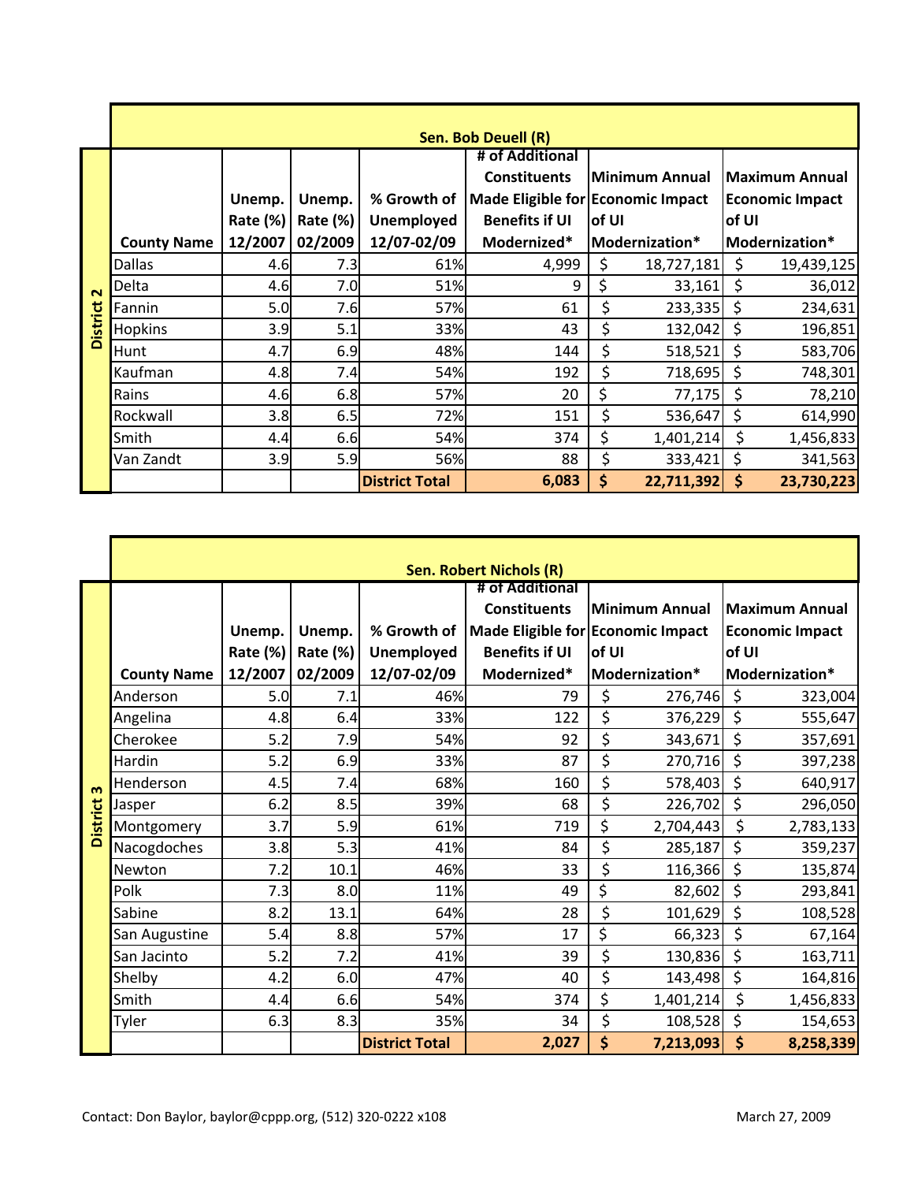## Sen. Bob Deuell (R)

**District 2**

| County Name | Unemp. Rate (%) 12/2007 | Unemp. Rate (%) 02/2009 | % Growth of Unemployed 12/07-02/09 | # of Additional Constituents Made Eligible for Benefits if UI Modernized* | Minimum Annual Economic Impact of UI Modernization* | Maximum Annual Economic Impact of UI Modernization* |
|---|---|---|---|---|---|---|
| Dallas | 4.6 | 7.3 | 61% | 4,999 | $ 18,727,181 | $ 19,439,125 |
| Delta | 4.6 | 7.0 | 51% | 9 | $ 33,161 | $ 36,012 |
| Fannin | 5.0 | 7.6 | 57% | 61 | $ 233,335 | $ 234,631 |
| Hopkins | 3.9 | 5.1 | 33% | 43 | $ 132,042 | $ 196,851 |
| Hunt | 4.7 | 6.9 | 48% | 144 | $ 518,521 | $ 583,706 |
| Kaufman | 4.8 | 7.4 | 54% | 192 | $ 718,695 | $ 748,301 |
| Rains | 4.6 | 6.8 | 57% | 20 | $ 77,175 | $ 78,210 |
| Rockwall | 3.8 | 6.5 | 72% | 151 | $ 536,647 | $ 614,990 |
| Smith | 4.4 | 6.6 | 54% | 374 | $ 1,401,214 | $ 1,456,833 |
| Van Zandt | 3.9 | 5.9 | 56% | 88 | $ 333,421 | $ 341,563 |
| | | | **District Total** | **6,083** | **$ 22,711,392** | **$ 23,730,223** |

## Sen. Robert Nichols (R)

**District 3**

| County Name | Unemp. Rate (%) 12/2007 | Unemp. Rate (%) 02/2009 | % Growth of Unemployed 12/07-02/09 | # of Additional Constituents Made Eligible for Benefits if UI Modernized* | Minimum Annual Economic Impact of UI Modernization* | Maximum Annual Economic Impact of UI Modernization* |
|---|---|---|---|---|---|---|
| Anderson | 5.0 | 7.1 | 46% | 79 | $ 276,746 | $ 323,004 |
| Angelina | 4.8 | 6.4 | 33% | 122 | $ 376,229 | $ 555,647 |
| Cherokee | 5.2 | 7.9 | 54% | 92 | $ 343,671 | $ 357,691 |
| Hardin | 5.2 | 6.9 | 33% | 87 | $ 270,716 | $ 397,238 |
| Henderson | 4.5 | 7.4 | 68% | 160 | $ 578,403 | $ 640,917 |
| Jasper | 6.2 | 8.5 | 39% | 68 | $ 226,702 | $ 296,050 |
| Montgomery | 3.7 | 5.9 | 61% | 719 | $ 2,704,443 | $ 2,783,133 |
| Nacogdoches | 3.8 | 5.3 | 41% | 84 | $ 285,187 | $ 359,237 |
| Newton | 7.2 | 10.1 | 46% | 33 | $ 116,366 | $ 135,874 |
| Polk | 7.3 | 8.0 | 11% | 49 | $ 82,602 | $ 293,841 |
| Sabine | 8.2 | 13.1 | 64% | 28 | $ 101,629 | $ 108,528 |
| San Augustine | 5.4 | 8.8 | 57% | 17 | $ 66,323 | $ 67,164 |
| San Jacinto | 5.2 | 7.2 | 41% | 39 | $ 130,836 | $ 163,711 |
| Shelby | 4.2 | 6.0 | 47% | 40 | $ 143,498 | $ 164,816 |
| Smith | 4.4 | 6.6 | 54% | 374 | $ 1,401,214 | $ 1,456,833 |
| Tyler | 6.3 | 8.3 | 35% | 34 | $ 108,528 | $ 154,653 |
| | | | **District Total** | **2,027** | **$ 7,213,093** | **$ 8,258,339** |

Contact: Don Baylor, baylor@cppp.org, (512) 320-0222 x108

March 27, 2009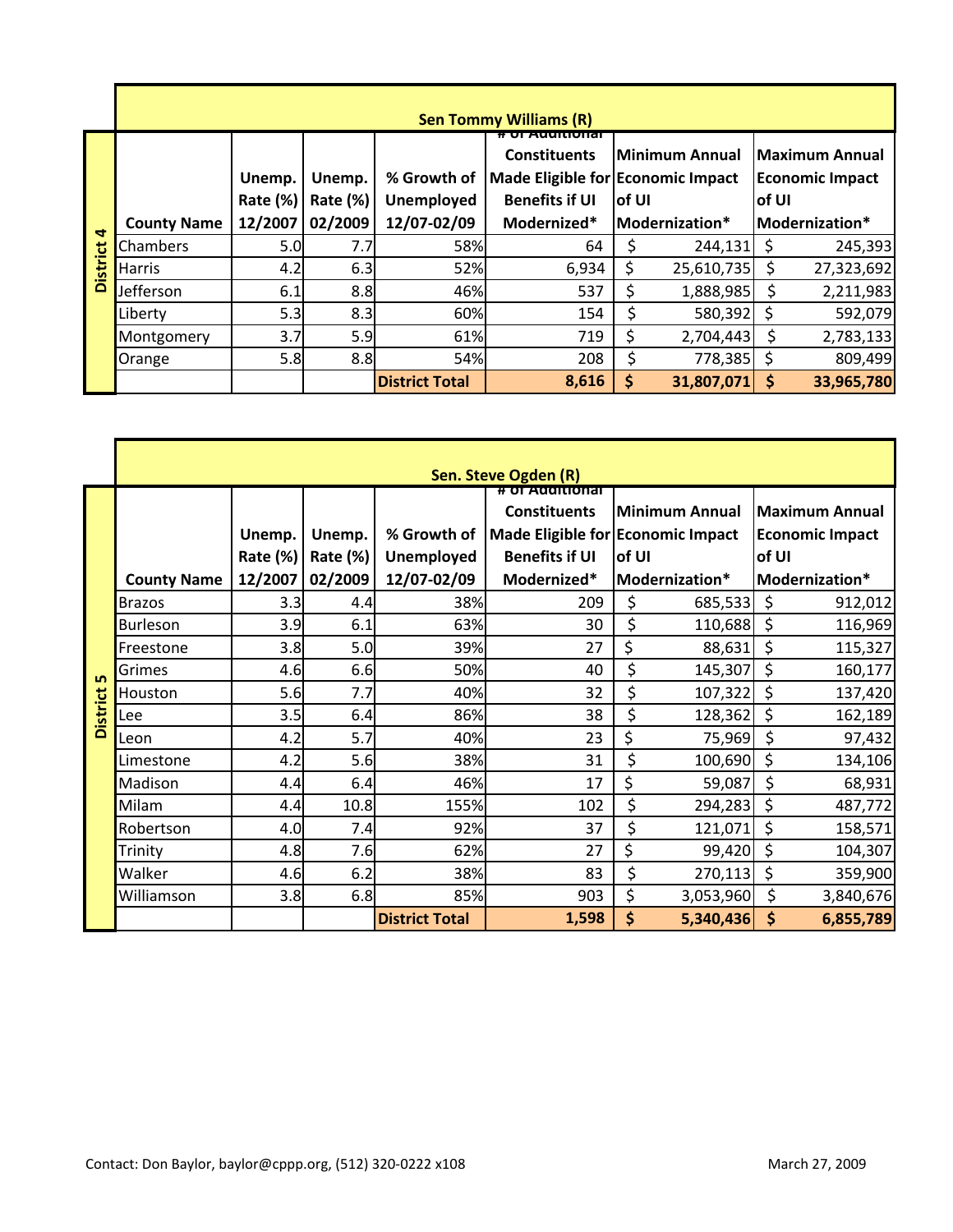## Sen Tommy Williams (R) — District 4

| County Name | Unemp. Rate (%) 12/2007 | Unemp. Rate (%) 02/2009 | % Growth of Unemployed 12/07-02/09 | # of Additional Constituents Made Eligible for Benefits if UI Modernized* | Minimum Annual Economic Impact of UI Modernization* | Maximum Annual Economic Impact of UI Modernization* |
|---|---|---|---|---|---|---|
| Chambers | 5.0 | 7.7 | 58% | 64 | $ 244,131 | $ 245,393 |
| Harris | 4.2 | 6.3 | 52% | 6,934 | $ 25,610,735 | $ 27,323,692 |
| Jefferson | 6.1 | 8.8 | 46% | 537 | $ 1,888,985 | $ 2,211,983 |
| Liberty | 5.3 | 8.3 | 60% | 154 | $ 580,392 | $ 592,079 |
| Montgomery | 3.7 | 5.9 | 61% | 719 | $ 2,704,443 | $ 2,783,133 |
| Orange | 5.8 | 8.8 | 54% | 208 | $ 778,385 | $ 809,499 |
| | | | **District Total** | **8,616** | **$ 31,807,071** | **$ 33,965,780** |

## Sen. Steve Ogden (R) — District 5

| County Name | Unemp. Rate (%) 12/2007 | Unemp. Rate (%) 02/2009 | % Growth of Unemployed 12/07-02/09 | # of Additional Constituents Made Eligible for Benefits if UI Modernized* | Minimum Annual Economic Impact of UI Modernization* | Maximum Annual Economic Impact of UI Modernization* |
|---|---|---|---|---|---|---|
| Brazos | 3.3 | 4.4 | 38% | 209 | $ 685,533 | $ 912,012 |
| Burleson | 3.9 | 6.1 | 63% | 30 | $ 110,688 | $ 116,969 |
| Freestone | 3.8 | 5.0 | 39% | 27 | $ 88,631 | $ 115,327 |
| Grimes | 4.6 | 6.6 | 50% | 40 | $ 145,307 | $ 160,177 |
| Houston | 5.6 | 7.7 | 40% | 32 | $ 107,322 | $ 137,420 |
| Lee | 3.5 | 6.4 | 86% | 38 | $ 128,362 | $ 162,189 |
| Leon | 4.2 | 5.7 | 40% | 23 | $ 75,969 | $ 97,432 |
| Limestone | 4.2 | 5.6 | 38% | 31 | $ 100,690 | $ 134,106 |
| Madison | 4.4 | 6.4 | 46% | 17 | $ 59,087 | $ 68,931 |
| Milam | 4.4 | 10.8 | 155% | 102 | $ 294,283 | $ 487,772 |
| Robertson | 4.0 | 7.4 | 92% | 37 | $ 121,071 | $ 158,571 |
| Trinity | 4.8 | 7.6 | 62% | 27 | $ 99,420 | $ 104,307 |
| Walker | 4.6 | 6.2 | 38% | 83 | $ 270,113 | $ 359,900 |
| Williamson | 3.8 | 6.8 | 85% | 903 | $ 3,053,960 | $ 3,840,676 |
| | | | **District Total** | **1,598** | **$ 5,340,436** | **$ 6,855,789** |

Contact: Don Baylor, baylor@cppp.org, (512) 320-0222 x108

March 27, 2009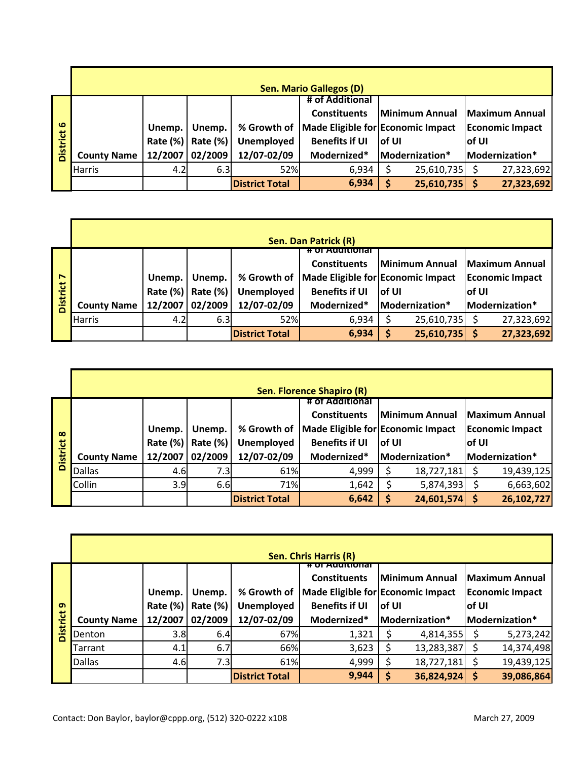## District 6 — Sen. Mario Gallegos (D)

| County Name | Unemp. Rate (%) 12/2007 | Unemp. Rate (%) 02/2009 | % Growth of Unemployed 12/07-02/09 | # of Additional Constituents Made Eligible for Benefits if UI Modernized* | Minimum Annual Economic Impact of UI Modernization* | Maximum Annual Economic Impact of UI Modernization* |
|---|---|---|---|---|---|---|
| Harris | 4.2 | 6.3 | 52% | 6,934 | $ 25,610,735 | $ 27,323,692 |
| | | | **District Total** | **6,934** | **$ 25,610,735** | **$ 27,323,692** |

## District 7 — Sen. Dan Patrick (R)

| County Name | Unemp. Rate (%) 12/2007 | Unemp. Rate (%) 02/2009 | % Growth of Unemployed 12/07-02/09 | # of Additional Constituents Made Eligible for Benefits if UI Modernized* | Minimum Annual Economic Impact of UI Modernization* | Maximum Annual Economic Impact of UI Modernization* |
|---|---|---|---|---|---|---|
| Harris | 4.2 | 6.3 | 52% | 6,934 | $ 25,610,735 | $ 27,323,692 |
| | | | **District Total** | **6,934** | **$ 25,610,735** | **$ 27,323,692** |

## District 8 — Sen. Florence Shapiro (R)

| County Name | Unemp. Rate (%) 12/2007 | Unemp. Rate (%) 02/2009 | % Growth of Unemployed 12/07-02/09 | # of Additional Constituents Made Eligible for Benefits if UI Modernized* | Minimum Annual Economic Impact of UI Modernization* | Maximum Annual Economic Impact of UI Modernization* |
|---|---|---|---|---|---|---|
| Dallas | 4.6 | 7.3 | 61% | 4,999 | $ 18,727,181 | $ 19,439,125 |
| Collin | 3.9 | 6.6 | 71% | 1,642 | $ 5,874,393 | $ 6,663,602 |
| | | | **District Total** | **6,642** | **$ 24,601,574** | **$ 26,102,727** |

## District 9 — Sen. Chris Harris (R)

| County Name | Unemp. Rate (%) 12/2007 | Unemp. Rate (%) 02/2009 | % Growth of Unemployed 12/07-02/09 | # of Additional Constituents Made Eligible for Benefits if UI Modernized* | Minimum Annual Economic Impact of UI Modernization* | Maximum Annual Economic Impact of UI Modernization* |
|---|---|---|---|---|---|---|
| Denton | 3.8 | 6.4 | 67% | 1,321 | $ 4,814,355 | $ 5,273,242 |
| Tarrant | 4.1 | 6.7 | 66% | 3,623 | $ 13,283,387 | $ 14,374,498 |
| Dallas | 4.6 | 7.3 | 61% | 4,999 | $ 18,727,181 | $ 19,439,125 |
| | | | **District Total** | **9,944** | **$ 36,824,924** | **$ 39,086,864** |

Contact: Don Baylor, baylor@cppp.org, (512) 320-0222 x108

March 27, 2009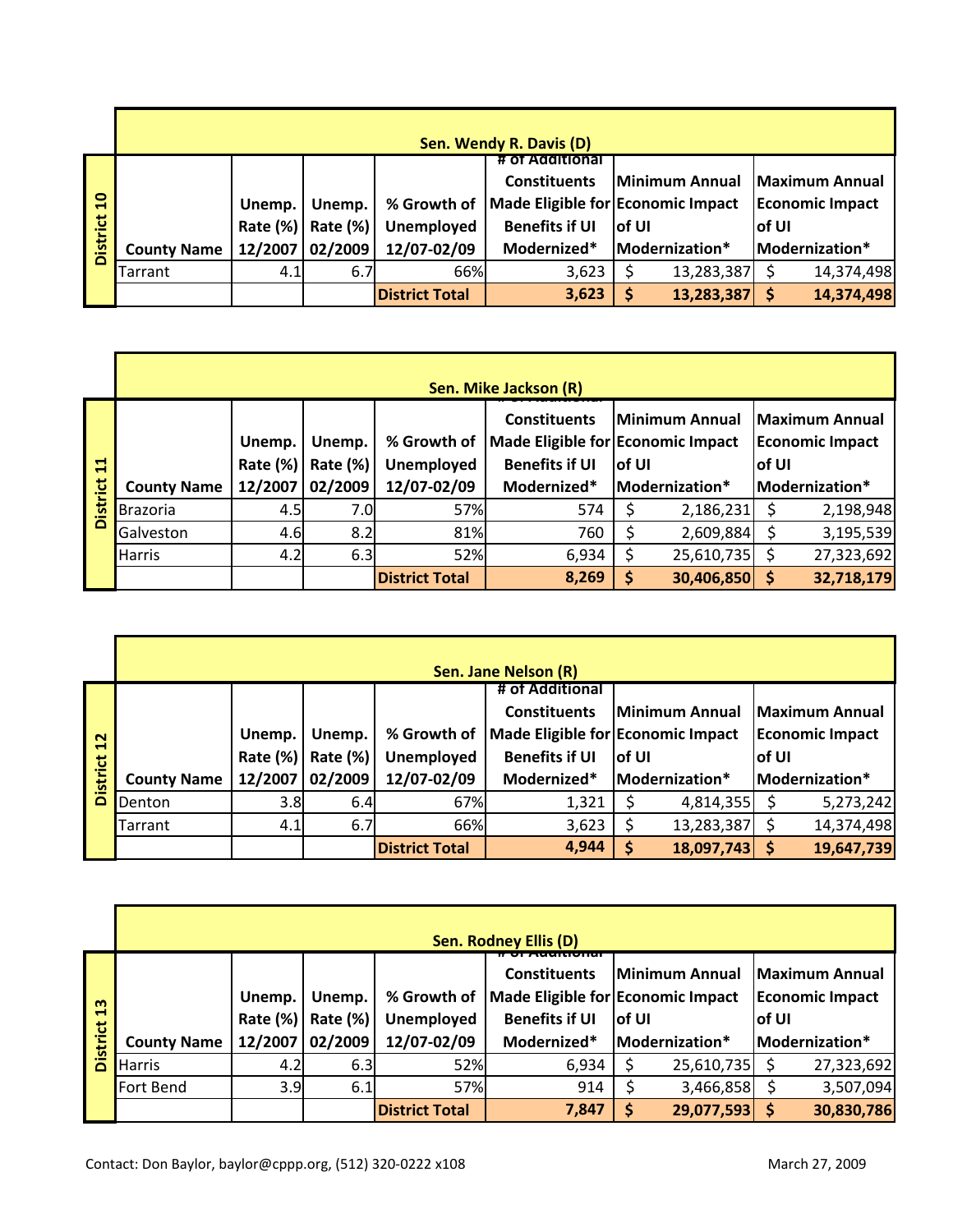## District 10 — Sen. Wendy R. Davis (D)

| County Name | Unemp. Rate (%) 12/2007 | Unemp. Rate (%) 02/2009 | % Growth of Unemployed 12/07-02/09 | # of Additional Constituents Made Eligible for Benefits if UI Modernized* | Minimum Annual Economic Impact of UI Modernization* | Maximum Annual Economic Impact of UI Modernization* |
|---|---|---|---|---|---|---|
| Tarrant | 4.1 | 6.7 | 66% | 3,623 | $ 13,283,387 | $ 14,374,498 |
| | | | **District Total** | **3,623** | **$ 13,283,387** | **$ 14,374,498** |

## District 11 — Sen. Mike Jackson (R)

| County Name | Unemp. Rate (%) 12/2007 | Unemp. Rate (%) 02/2009 | % Growth of Unemployed 12/07-02/09 | # of Additional Constituents Made Eligible for Benefits if UI Modernized* | Minimum Annual Economic Impact of UI Modernization* | Maximum Annual Economic Impact of UI Modernization* |
|---|---|---|---|---|---|---|
| Brazoria | 4.5 | 7.0 | 57% | 574 | $ 2,186,231 | $ 2,198,948 |
| Galveston | 4.6 | 8.2 | 81% | 760 | $ 2,609,884 | $ 3,195,539 |
| Harris | 4.2 | 6.3 | 52% | 6,934 | $ 25,610,735 | $ 27,323,692 |
| | | | **District Total** | **8,269** | **$ 30,406,850** | **$ 32,718,179** |

## District 12 — Sen. Jane Nelson (R)

| County Name | Unemp. Rate (%) 12/2007 | Unemp. Rate (%) 02/2009 | % Growth of Unemployed 12/07-02/09 | # of Additional Constituents Made Eligible for Benefits if UI Modernized* | Minimum Annual Economic Impact of UI Modernization* | Maximum Annual Economic Impact of UI Modernization* |
|---|---|---|---|---|---|---|
| Denton | 3.8 | 6.4 | 67% | 1,321 | $ 4,814,355 | $ 5,273,242 |
| Tarrant | 4.1 | 6.7 | 66% | 3,623 | $ 13,283,387 | $ 14,374,498 |
| | | | **District Total** | **4,944** | **$ 18,097,743** | **$ 19,647,739** |

## District 13 — Sen. Rodney Ellis (D)

| County Name | Unemp. Rate (%) 12/2007 | Unemp. Rate (%) 02/2009 | % Growth of Unemployed 12/07-02/09 | # of Additional Constituents Made Eligible for Benefits if UI Modernized* | Minimum Annual Economic Impact of UI Modernization* | Maximum Annual Economic Impact of UI Modernization* |
|---|---|---|---|---|---|---|
| Harris | 4.2 | 6.3 | 52% | 6,934 | $ 25,610,735 | $ 27,323,692 |
| Fort Bend | 3.9 | 6.1 | 57% | 914 | $ 3,466,858 | $ 3,507,094 |
| | | | **District Total** | **7,847** | **$ 29,077,593** | **$ 30,830,786** |

Contact: Don Baylor, baylor@cppp.org, (512) 320-0222 x108

March 27, 2009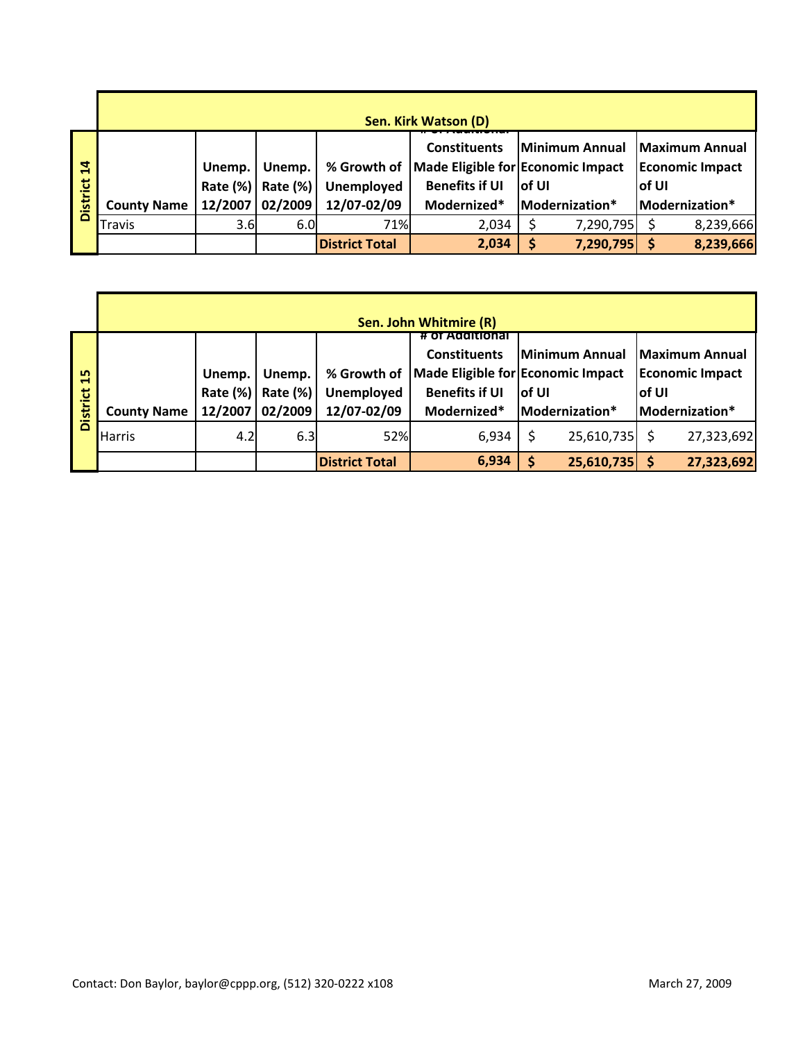**Sen. Kirk Watson (D)**

**District 14**

| County Name | Unemp. Rate (%) 12/2007 | Unemp. Rate (%) 02/2009 | % Growth of Unemployed 12/07-02/09 | # of Additional Constituents Made Eligible for Benefits if UI Modernized* | Minimum Annual Economic Impact of UI Modernization* | Maximum Annual Economic Impact of UI Modernization* |
|---|---|---|---|---|---|---|
| Travis | 3.6 | 6.0 | 71% | 2,034 | $ 7,290,795 | $ 8,239,666 |
| | | | **District Total** | **2,034** | **$ 7,290,795** | **$ 8,239,666** |

**Sen. John Whitmire (R)**

**District 15**

| County Name | Unemp. Rate (%) 12/2007 | Unemp. Rate (%) 02/2009 | % Growth of Unemployed 12/07-02/09 | # of Additional Constituents Made Eligible for Benefits if UI Modernized* | Minimum Annual Economic Impact of UI Modernization* | Maximum Annual Economic Impact of UI Modernization* |
|---|---|---|---|---|---|---|
| Harris | 4.2 | 6.3 | 52% | 6,934 | $ 25,610,735 | $ 27,323,692 |
| | | | **District Total** | **6,934** | **$ 25,610,735** | **$ 27,323,692** |

Contact: Don Baylor, baylor@cppp.org, (512) 320-0222 x108

March 27, 2009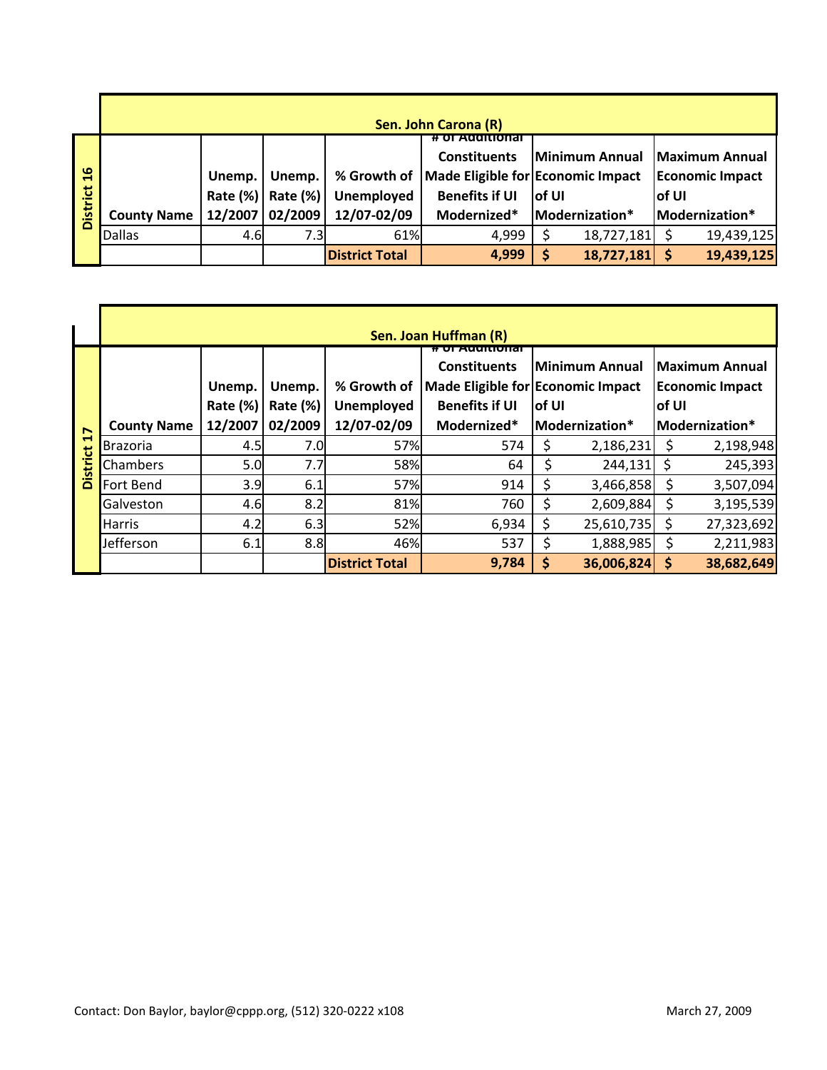## District 16 — Sen. John Carona (R)

| County Name | Unemp. Rate (%) 12/2007 | Unemp. Rate (%) 02/2009 | % Growth of Unemployed 12/07-02/09 | # of Additional Constituents Made Eligible for Benefits if UI Modernized* | Minimum Annual Economic Impact of UI Modernization* | Maximum Annual Economic Impact of UI Modernization* |
|---|---|---|---|---|---|---|
| Dallas | 4.6 | 7.3 | 61% | 4,999 | $ 18,727,181 | $ 19,439,125 |
| | | | **District Total** | **4,999** | **$ 18,727,181** | **$ 19,439,125** |

## District 17 — Sen. Joan Huffman (R)

| County Name | Unemp. Rate (%) 12/2007 | Unemp. Rate (%) 02/2009 | % Growth of Unemployed 12/07-02/09 | # of Additional Constituents Made Eligible for Benefits if UI Modernized* | Minimum Annual Economic Impact of UI Modernization* | Maximum Annual Economic Impact of UI Modernization* |
|---|---|---|---|---|---|---|
| Brazoria | 4.5 | 7.0 | 57% | 574 | $ 2,186,231 | $ 2,198,948 |
| Chambers | 5.0 | 7.7 | 58% | 64 | $ 244,131 | $ 245,393 |
| Fort Bend | 3.9 | 6.1 | 57% | 914 | $ 3,466,858 | $ 3,507,094 |
| Galveston | 4.6 | 8.2 | 81% | 760 | $ 2,609,884 | $ 3,195,539 |
| Harris | 4.2 | 6.3 | 52% | 6,934 | $ 25,610,735 | $ 27,323,692 |
| Jefferson | 6.1 | 8.8 | 46% | 537 | $ 1,888,985 | $ 2,211,983 |
| | | | **District Total** | **9,784** | **$ 36,006,824** | **$ 38,682,649** |

Contact: Don Baylor, baylor@cppp.org, (512) 320-0222 x108

March 27, 2009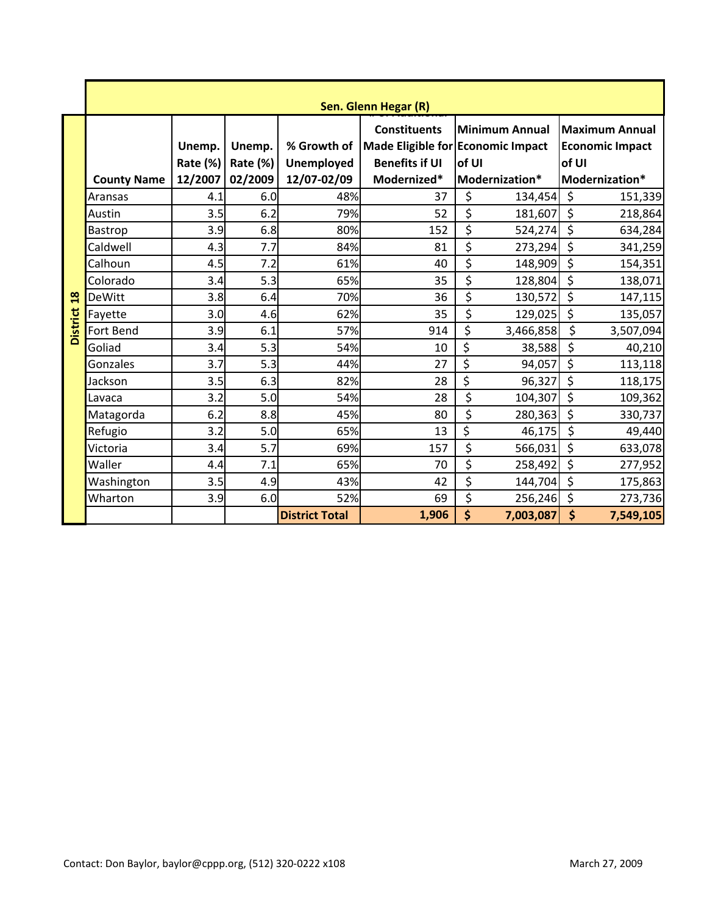| District 18 | Sen. Glenn Hegar (R) | | | | | | |
|---|---|---|---|---|---|---|---|
| | County Name | Unemp. Rate (%) 12/2007 | Unemp. Rate (%) 02/2009 | % Growth of Unemployed 12/07-02/09 | # of Additional Constituents Made Eligible for Benefits if UI Modernized* | Minimum Annual Economic Impact of UI Modernization* | Maximum Annual Economic Impact of UI Modernization* |
| | Aransas | 4.1 | 6.0 | 48% | 37 | $ 134,454 | $ 151,339 |
| | Austin | 3.5 | 6.2 | 79% | 52 | $ 181,607 | $ 218,864 |
| | Bastrop | 3.9 | 6.8 | 80% | 152 | $ 524,274 | $ 634,284 |
| | Caldwell | 4.3 | 7.7 | 84% | 81 | $ 273,294 | $ 341,259 |
| | Calhoun | 4.5 | 7.2 | 61% | 40 | $ 148,909 | $ 154,351 |
| | Colorado | 3.4 | 5.3 | 65% | 35 | $ 128,804 | $ 138,071 |
| | DeWitt | 3.8 | 6.4 | 70% | 36 | $ 130,572 | $ 147,115 |
| | Fayette | 3.0 | 4.6 | 62% | 35 | $ 129,025 | $ 135,057 |
| | Fort Bend | 3.9 | 6.1 | 57% | 914 | $ 3,466,858 | $ 3,507,094 |
| | Goliad | 3.4 | 5.3 | 54% | 10 | $ 38,588 | $ 40,210 |
| | Gonzales | 3.7 | 5.3 | 44% | 27 | $ 94,057 | $ 113,118 |
| | Jackson | 3.5 | 6.3 | 82% | 28 | $ 96,327 | $ 118,175 |
| | Lavaca | 3.2 | 5.0 | 54% | 28 | $ 104,307 | $ 109,362 |
| | Matagorda | 6.2 | 8.8 | 45% | 80 | $ 280,363 | $ 330,737 |
| | Refugio | 3.2 | 5.0 | 65% | 13 | $ 46,175 | $ 49,440 |
| | Victoria | 3.4 | 5.7 | 69% | 157 | $ 566,031 | $ 633,078 |
| | Waller | 4.4 | 7.1 | 65% | 70 | $ 258,492 | $ 277,952 |
| | Washington | 3.5 | 4.9 | 43% | 42 | $ 144,704 | $ 175,863 |
| | Wharton | 3.9 | 6.0 | 52% | 69 | $ 256,246 | $ 273,736 |
| | | | | **District Total** | **1,906** | **$ 7,003,087** | **$ 7,549,105** |

Contact: Don Baylor, baylor@cppp.org, (512) 320-0222 x108

March 27, 2009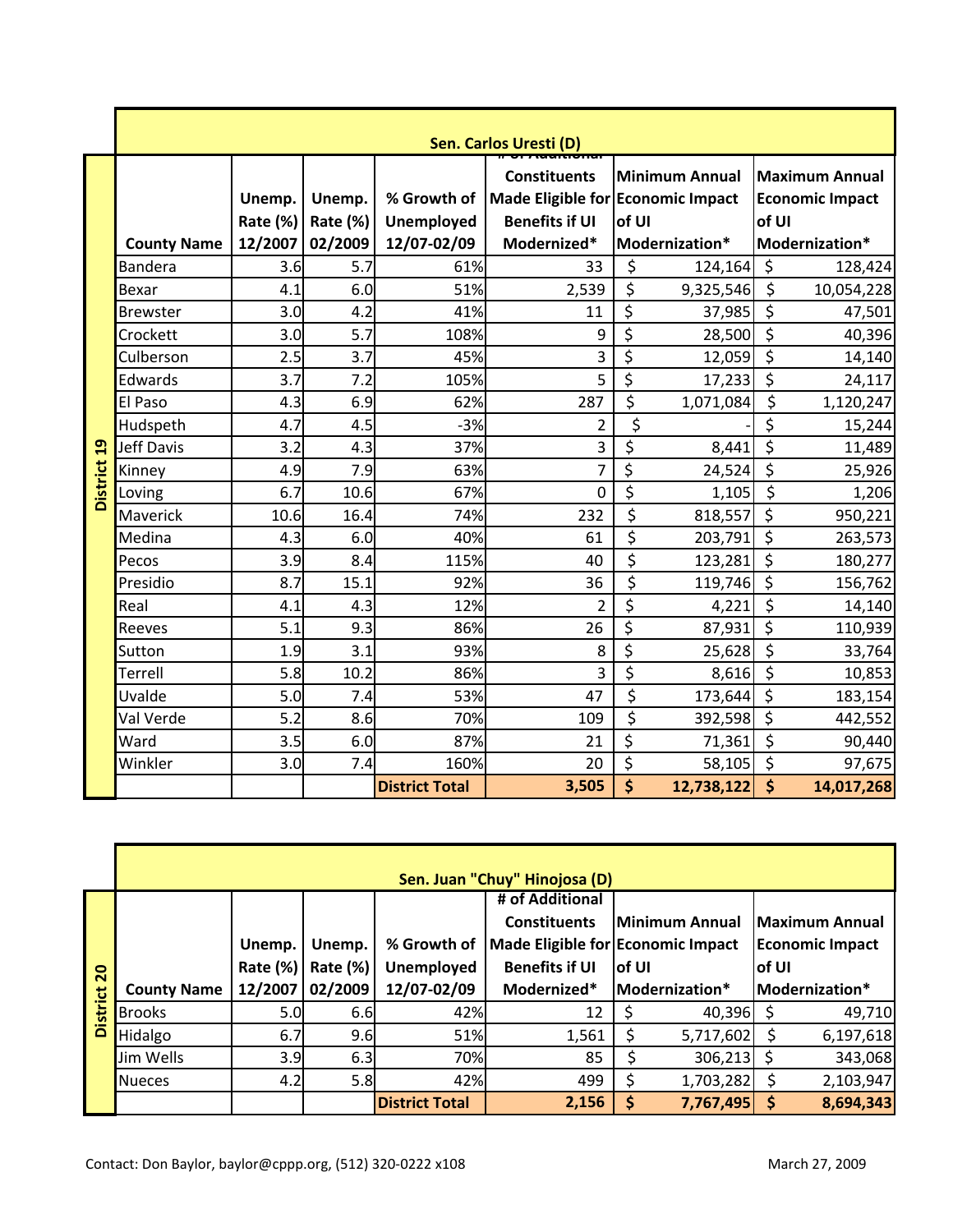## Sen. Carlos Uresti (D)

**District 19**

| County Name | Unemp. Rate (%) 12/2007 | Unemp. Rate (%) 02/2009 | % Growth of Unemployed 12/07-02/09 | # of Additional Constituents Made Eligible for Benefits if UI Modernized* | Minimum Annual Economic Impact of UI Modernization* | Maximum Annual Economic Impact of UI Modernization* |
|---|---|---|---|---|---|---|
| Bandera | 3.6 | 5.7 | 61% | 33 | $ 124,164 | $ 128,424 |
| Bexar | 4.1 | 6.0 | 51% | 2,539 | $ 9,325,546 | $ 10,054,228 |
| Brewster | 3.0 | 4.2 | 41% | 11 | $ 37,985 | $ 47,501 |
| Crockett | 3.0 | 5.7 | 108% | 9 | $ 28,500 | $ 40,396 |
| Culberson | 2.5 | 3.7 | 45% | 3 | $ 12,059 | $ 14,140 |
| Edwards | 3.7 | 7.2 | 105% | 5 | $ 17,233 | $ 24,117 |
| El Paso | 4.3 | 6.9 | 62% | 287 | $ 1,071,084 | $ 1,120,247 |
| Hudspeth | 4.7 | 4.5 | -3% | 2 | $ - | $ 15,244 |
| Jeff Davis | 3.2 | 4.3 | 37% | 3 | $ 8,441 | $ 11,489 |
| Kinney | 4.9 | 7.9 | 63% | 7 | $ 24,524 | $ 25,926 |
| Loving | 6.7 | 10.6 | 67% | 0 | $ 1,105 | $ 1,206 |
| Maverick | 10.6 | 16.4 | 74% | 232 | $ 818,557 | $ 950,221 |
| Medina | 4.3 | 6.0 | 40% | 61 | $ 203,791 | $ 263,573 |
| Pecos | 3.9 | 8.4 | 115% | 40 | $ 123,281 | $ 180,277 |
| Presidio | 8.7 | 15.1 | 92% | 36 | $ 119,746 | $ 156,762 |
| Real | 4.1 | 4.3 | 12% | 2 | $ 4,221 | $ 14,140 |
| Reeves | 5.1 | 9.3 | 86% | 26 | $ 87,931 | $ 110,939 |
| Sutton | 1.9 | 3.1 | 93% | 8 | $ 25,628 | $ 33,764 |
| Terrell | 5.8 | 10.2 | 86% | 3 | $ 8,616 | $ 10,853 |
| Uvalde | 5.0 | 7.4 | 53% | 47 | $ 173,644 | $ 183,154 |
| Val Verde | 5.2 | 8.6 | 70% | 109 | $ 392,598 | $ 442,552 |
| Ward | 3.5 | 6.0 | 87% | 21 | $ 71,361 | $ 90,440 |
| Winkler | 3.0 | 7.4 | 160% | 20 | $ 58,105 | $ 97,675 |
| | | | **District Total** | **3,505** | **$ 12,738,122** | **$ 14,017,268** |

## Sen. Juan "Chuy" Hinojosa (D)

**District 20**

| County Name | Unemp. Rate (%) 12/2007 | Unemp. Rate (%) 02/2009 | % Growth of Unemployed 12/07-02/09 | # of Additional Constituents Made Eligible for Benefits if UI Modernized* | Minimum Annual Economic Impact of UI Modernization* | Maximum Annual Economic Impact of UI Modernization* |
|---|---|---|---|---|---|---|
| Brooks | 5.0 | 6.6 | 42% | 12 | $ 40,396 | $ 49,710 |
| Hidalgo | 6.7 | 9.6 | 51% | 1,561 | $ 5,717,602 | $ 6,197,618 |
| Jim Wells | 3.9 | 6.3 | 70% | 85 | $ 306,213 | $ 343,068 |
| Nueces | 4.2 | 5.8 | 42% | 499 | $ 1,703,282 | $ 2,103,947 |
| | | | **District Total** | **2,156** | **$ 7,767,495** | **$ 8,694,343** |

Contact: Don Baylor, baylor@cppp.org, (512) 320-0222 x108

March 27, 2009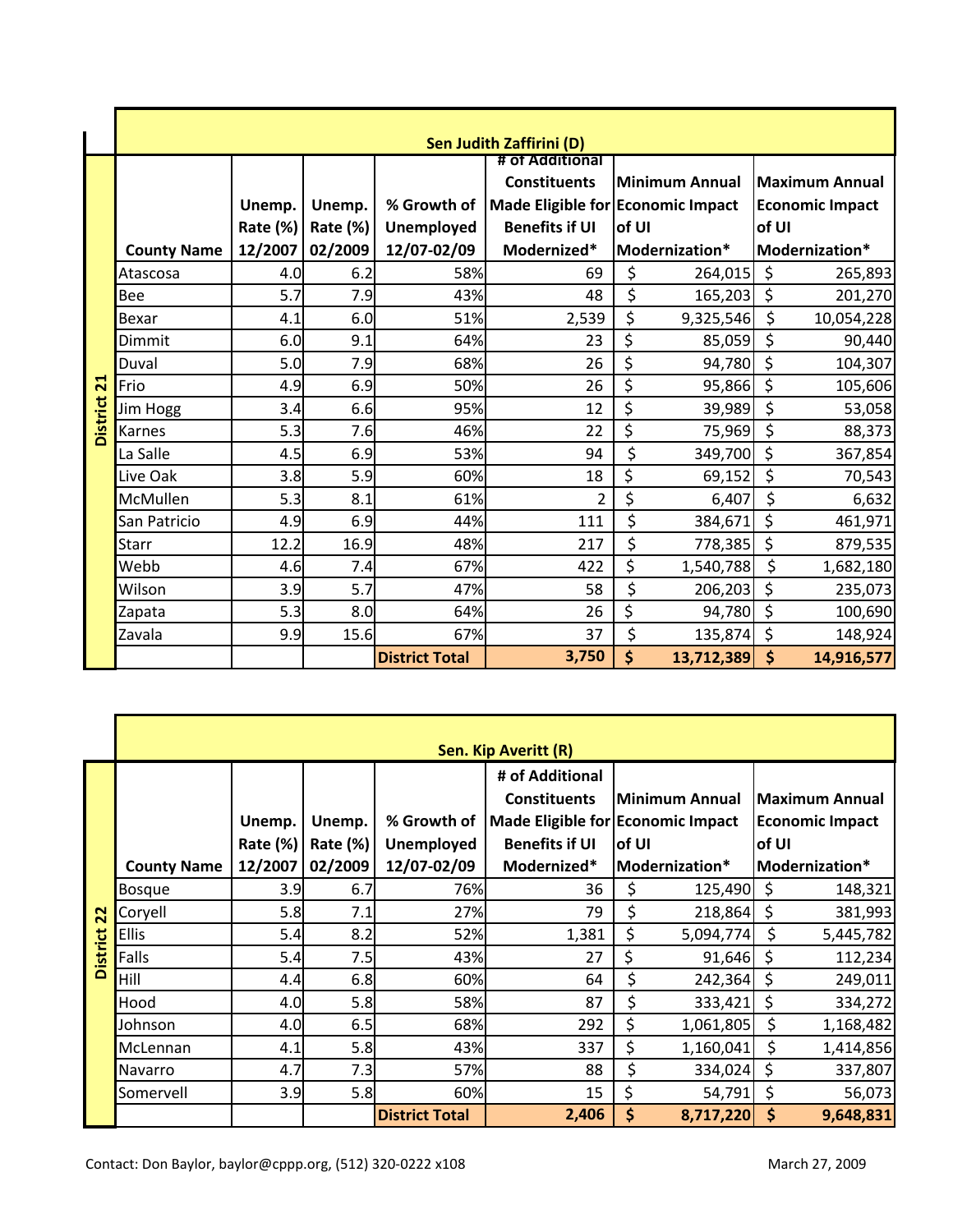## Sen Judith Zaffirini (D)

**District 21**

| County Name | Unemp. Rate (%) 12/2007 | Unemp. Rate (%) 02/2009 | % Growth of Unemployed 12/07-02/09 | # of Additional Constituents Made Eligible for Benefits if UI Modernized* | Minimum Annual Economic Impact of UI Modernization* | Maximum Annual Economic Impact of UI Modernization* |
|---|---|---|---|---|---|---|
| Atascosa | 4.0 | 6.2 | 58% | 69 | $ 264,015 | $ 265,893 |
| Bee | 5.7 | 7.9 | 43% | 48 | $ 165,203 | $ 201,270 |
| Bexar | 4.1 | 6.0 | 51% | 2,539 | $ 9,325,546 | $ 10,054,228 |
| Dimmit | 6.0 | 9.1 | 64% | 23 | $ 85,059 | $ 90,440 |
| Duval | 5.0 | 7.9 | 68% | 26 | $ 94,780 | $ 104,307 |
| Frio | 4.9 | 6.9 | 50% | 26 | $ 95,866 | $ 105,606 |
| Jim Hogg | 3.4 | 6.6 | 95% | 12 | $ 39,989 | $ 53,058 |
| Karnes | 5.3 | 7.6 | 46% | 22 | $ 75,969 | $ 88,373 |
| La Salle | 4.5 | 6.9 | 53% | 94 | $ 349,700 | $ 367,854 |
| Live Oak | 3.8 | 5.9 | 60% | 18 | $ 69,152 | $ 70,543 |
| McMullen | 5.3 | 8.1 | 61% | 2 | $ 6,407 | $ 6,632 |
| San Patricio | 4.9 | 6.9 | 44% | 111 | $ 384,671 | $ 461,971 |
| Starr | 12.2 | 16.9 | 48% | 217 | $ 778,385 | $ 879,535 |
| Webb | 4.6 | 7.4 | 67% | 422 | $ 1,540,788 | $ 1,682,180 |
| Wilson | 3.9 | 5.7 | 47% | 58 | $ 206,203 | $ 235,073 |
| Zapata | 5.3 | 8.0 | 64% | 26 | $ 94,780 | $ 100,690 |
| Zavala | 9.9 | 15.6 | 67% | 37 | $ 135,874 | $ 148,924 |
| | | | **District Total** | **3,750** | **$ 13,712,389** | **$ 14,916,577** |

## Sen. Kip Averitt (R)

**District 22**

| County Name | Unemp. Rate (%) 12/2007 | Unemp. Rate (%) 02/2009 | % Growth of Unemployed 12/07-02/09 | # of Additional Constituents Made Eligible for Benefits if UI Modernized* | Minimum Annual Economic Impact of UI Modernization* | Maximum Annual Economic Impact of UI Modernization* |
|---|---|---|---|---|---|---|
| Bosque | 3.9 | 6.7 | 76% | 36 | $ 125,490 | $ 148,321 |
| Coryell | 5.8 | 7.1 | 27% | 79 | $ 218,864 | $ 381,993 |
| Ellis | 5.4 | 8.2 | 52% | 1,381 | $ 5,094,774 | $ 5,445,782 |
| Falls | 5.4 | 7.5 | 43% | 27 | $ 91,646 | $ 112,234 |
| Hill | 4.4 | 6.8 | 60% | 64 | $ 242,364 | $ 249,011 |
| Hood | 4.0 | 5.8 | 58% | 87 | $ 333,421 | $ 334,272 |
| Johnson | 4.0 | 6.5 | 68% | 292 | $ 1,061,805 | $ 1,168,482 |
| McLennan | 4.1 | 5.8 | 43% | 337 | $ 1,160,041 | $ 1,414,856 |
| Navarro | 4.7 | 7.3 | 57% | 88 | $ 334,024 | $ 337,807 |
| Somervell | 3.9 | 5.8 | 60% | 15 | $ 54,791 | $ 56,073 |
| | | | **District Total** | **2,406** | **$ 8,717,220** | **$ 9,648,831** |

Contact: Don Baylor, baylor@cppp.org, (512) 320-0222 x108

March 27, 2009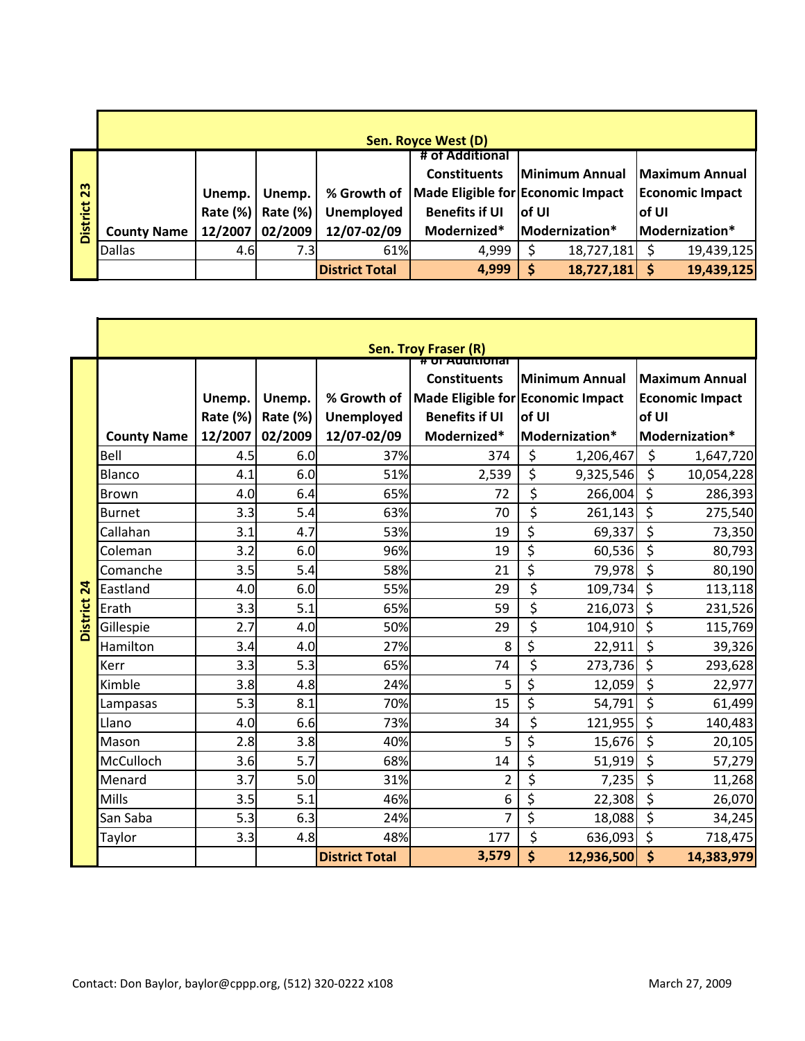## District 23

**Sen. Royce West (D)**

| County Name | Unemp. Rate (%) 12/2007 | Unemp. Rate (%) 02/2009 | % Growth of Unemployed 12/07-02/09 | # of Additional Constituents Made Eligible for Benefits if UI Modernized* | Minimum Annual Economic Impact of UI Modernization* | Maximum Annual Economic Impact of UI Modernization* |
|---|---|---|---|---|---|---|
| Dallas | 4.6 | 7.3 | 61% | 4,999 | $ 18,727,181 | $ 19,439,125 |
| | | | **District Total** | **4,999** | **$ 18,727,181** | **$ 19,439,125** |

## District 24

**Sen. Troy Fraser (R)**

| County Name | Unemp. Rate (%) 12/2007 | Unemp. Rate (%) 02/2009 | % Growth of Unemployed 12/07-02/09 | # of Additional Constituents Made Eligible for Benefits if UI Modernized* | Minimum Annual Economic Impact of UI Modernization* | Maximum Annual Economic Impact of UI Modernization* |
|---|---|---|---|---|---|---|
| Bell | 4.5 | 6.0 | 37% | 374 | $ 1,206,467 | $ 1,647,720 |
| Blanco | 4.1 | 6.0 | 51% | 2,539 | $ 9,325,546 | $ 10,054,228 |
| Brown | 4.0 | 6.4 | 65% | 72 | $ 266,004 | $ 286,393 |
| Burnet | 3.3 | 5.4 | 63% | 70 | $ 261,143 | $ 275,540 |
| Callahan | 3.1 | 4.7 | 53% | 19 | $ 69,337 | $ 73,350 |
| Coleman | 3.2 | 6.0 | 96% | 19 | $ 60,536 | $ 80,793 |
| Comanche | 3.5 | 5.4 | 58% | 21 | $ 79,978 | $ 80,190 |
| Eastland | 4.0 | 6.0 | 55% | 29 | $ 109,734 | $ 113,118 |
| Erath | 3.3 | 5.1 | 65% | 59 | $ 216,073 | $ 231,526 |
| Gillespie | 2.7 | 4.0 | 50% | 29 | $ 104,910 | $ 115,769 |
| Hamilton | 3.4 | 4.0 | 27% | 8 | $ 22,911 | $ 39,326 |
| Kerr | 3.3 | 5.3 | 65% | 74 | $ 273,736 | $ 293,628 |
| Kimble | 3.8 | 4.8 | 24% | 5 | $ 12,059 | $ 22,977 |
| Lampasas | 5.3 | 8.1 | 70% | 15 | $ 54,791 | $ 61,499 |
| Llano | 4.0 | 6.6 | 73% | 34 | $ 121,955 | $ 140,483 |
| Mason | 2.8 | 3.8 | 40% | 5 | $ 15,676 | $ 20,105 |
| McCulloch | 3.6 | 5.7 | 68% | 14 | $ 51,919 | $ 57,279 |
| Menard | 3.7 | 5.0 | 31% | 2 | $ 7,235 | $ 11,268 |
| Mills | 3.5 | 5.1 | 46% | 6 | $ 22,308 | $ 26,070 |
| San Saba | 5.3 | 6.3 | 24% | 7 | $ 18,088 | $ 34,245 |
| Taylor | 3.3 | 4.8 | 48% | 177 | $ 636,093 | $ 718,475 |
| | | | **District Total** | **3,579** | **$ 12,936,500** | **$ 14,383,979** |

Contact: Don Baylor, baylor@cppp.org, (512) 320-0222 x108

March 27, 2009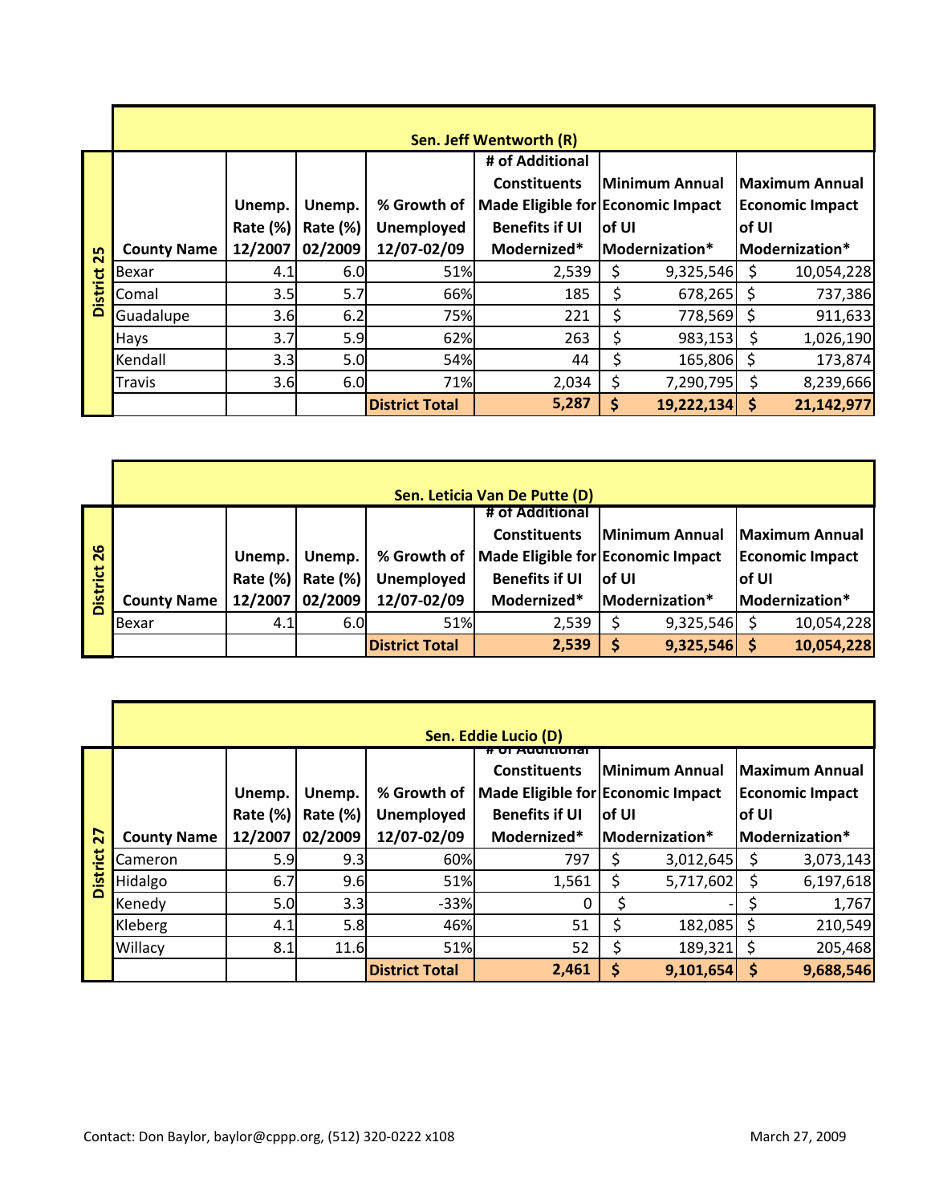## Sen. Jeff Wentworth (R)

District 25

| County Name | Unemp. Rate (%) 12/2007 | Unemp. Rate (%) 02/2009 | % Growth of Unemployed 12/07-02/09 | # of Additional Constituents Made Eligible for Benefits if UI Modernized* | Minimum Annual Economic Impact of UI Modernization* | Maximum Annual Economic Impact of UI Modernization* |
|---|---|---|---|---|---|---|
| Bexar | 4.1 | 6.0 | 51% | 2,539 | $ 9,325,546 | $ 10,054,228 |
| Comal | 3.5 | 5.7 | 66% | 185 | $ 678,265 | $ 737,386 |
| Guadalupe | 3.6 | 6.2 | 75% | 221 | $ 778,569 | $ 911,633 |
| Hays | 3.7 | 5.9 | 62% | 263 | $ 983,153 | $ 1,026,190 |
| Kendall | 3.3 | 5.0 | 54% | 44 | $ 165,806 | $ 173,874 |
| Travis | 3.6 | 6.0 | 71% | 2,034 | $ 7,290,795 | $ 8,239,666 |
| | | | **District Total** | **5,287** | **$ 19,222,134** | **$ 21,142,977** |

## Sen. Leticia Van De Putte (D)

District 26

| County Name | Unemp. Rate (%) 12/2007 | Unemp. Rate (%) 02/2009 | % Growth of Unemployed 12/07-02/09 | # of Additional Constituents Made Eligible for Benefits if UI Modernized* | Minimum Annual Economic Impact of UI Modernization* | Maximum Annual Economic Impact of UI Modernization* |
|---|---|---|---|---|---|---|
| Bexar | 4.1 | 6.0 | 51% | 2,539 | $ 9,325,546 | $ 10,054,228 |
| | | | **District Total** | **2,539** | **$ 9,325,546** | **$ 10,054,228** |

## Sen. Eddie Lucio (D)

District 27

| County Name | Unemp. Rate (%) 12/2007 | Unemp. Rate (%) 02/2009 | % Growth of Unemployed 12/07-02/09 | # of Additional Constituents Made Eligible for Benefits if UI Modernized* | Minimum Annual Economic Impact of UI Modernization* | Maximum Annual Economic Impact of UI Modernization* |
|---|---|---|---|---|---|---|
| Cameron | 5.9 | 9.3 | 60% | 797 | $ 3,012,645 | $ 3,073,143 |
| Hidalgo | 6.7 | 9.6 | 51% | 1,561 | $ 5,717,602 | $ 6,197,618 |
| Kenedy | 5.0 | 3.3 | -33% | 0 | $ - | $ 1,767 |
| Kleberg | 4.1 | 5.8 | 46% | 51 | $ 182,085 | $ 210,549 |
| Willacy | 8.1 | 11.6 | 51% | 52 | $ 189,321 | $ 205,468 |
| | | | **District Total** | **2,461** | **$ 9,101,654** | **$ 9,688,546** |

Contact: Don Baylor, baylor@cppp.org, (512) 320-0222 x108

March 27, 2009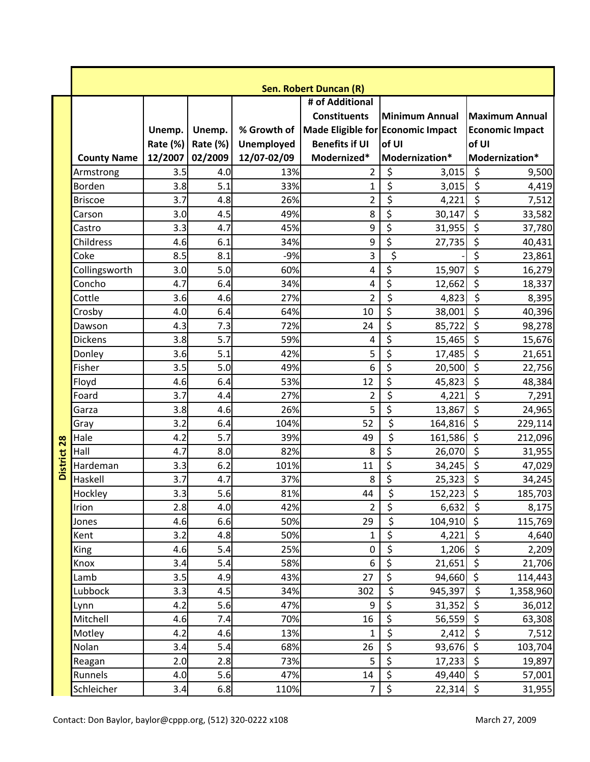## Sen. Robert Duncan (R)

**District 28**

| County Name | Unemp. Rate (%) 12/2007 | Unemp. Rate (%) 02/2009 | % Growth of Unemployed 12/07-02/09 | # of Additional Constituents Made Eligible for Benefits if UI Modernized* | Minimum Annual Economic Impact of UI Modernization* | Maximum Annual Economic Impact of UI Modernization* |
|---|---|---|---|---|---|---|
| Armstrong | 3.5 | 4.0 | 13% | 2 | $ 3,015 | $ 9,500 |
| Borden | 3.8 | 5.1 | 33% | 1 | $ 3,015 | $ 4,419 |
| Briscoe | 3.7 | 4.8 | 26% | 2 | $ 4,221 | $ 7,512 |
| Carson | 3.0 | 4.5 | 49% | 8 | $ 30,147 | $ 33,582 |
| Castro | 3.3 | 4.7 | 45% | 9 | $ 31,955 | $ 37,780 |
| Childress | 4.6 | 6.1 | 34% | 9 | $ 27,735 | $ 40,431 |
| Coke | 8.5 | 8.1 | -9% | 3 | $ - | $ 23,861 |
| Collingsworth | 3.0 | 5.0 | 60% | 4 | $ 15,907 | $ 16,279 |
| Concho | 4.7 | 6.4 | 34% | 4 | $ 12,662 | $ 18,337 |
| Cottle | 3.6 | 4.6 | 27% | 2 | $ 4,823 | $ 8,395 |
| Crosby | 4.0 | 6.4 | 64% | 10 | $ 38,001 | $ 40,396 |
| Dawson | 4.3 | 7.3 | 72% | 24 | $ 85,722 | $ 98,278 |
| Dickens | 3.8 | 5.7 | 59% | 4 | $ 15,465 | $ 15,676 |
| Donley | 3.6 | 5.1 | 42% | 5 | $ 17,485 | $ 21,651 |
| Fisher | 3.5 | 5.0 | 49% | 6 | $ 20,500 | $ 22,756 |
| Floyd | 4.6 | 6.4 | 53% | 12 | $ 45,823 | $ 48,384 |
| Foard | 3.7 | 4.4 | 27% | 2 | $ 4,221 | $ 7,291 |
| Garza | 3.8 | 4.6 | 26% | 5 | $ 13,867 | $ 24,965 |
| Gray | 3.2 | 6.4 | 104% | 52 | $ 164,816 | $ 229,114 |
| Hale | 4.2 | 5.7 | 39% | 49 | $ 161,586 | $ 212,096 |
| Hall | 4.7 | 8.0 | 82% | 8 | $ 26,070 | $ 31,955 |
| Hardeman | 3.3 | 6.2 | 101% | 11 | $ 34,245 | $ 47,029 |
| Haskell | 3.7 | 4.7 | 37% | 8 | $ 25,323 | $ 34,245 |
| Hockley | 3.3 | 5.6 | 81% | 44 | $ 152,223 | $ 185,703 |
| Irion | 2.8 | 4.0 | 42% | 2 | $ 6,632 | $ 8,175 |
| Jones | 4.6 | 6.6 | 50% | 29 | $ 104,910 | $ 115,769 |
| Kent | 3.2 | 4.8 | 50% | 1 | $ 4,221 | $ 4,640 |
| King | 4.6 | 5.4 | 25% | 0 | $ 1,206 | $ 2,209 |
| Knox | 3.4 | 5.4 | 58% | 6 | $ 21,651 | $ 21,706 |
| Lamb | 3.5 | 4.9 | 43% | 27 | $ 94,660 | $ 114,443 |
| Lubbock | 3.3 | 4.5 | 34% | 302 | $ 945,397 | $ 1,358,960 |
| Lynn | 4.2 | 5.6 | 47% | 9 | $ 31,352 | $ 36,012 |
| Mitchell | 4.6 | 7.4 | 70% | 16 | $ 56,559 | $ 63,308 |
| Motley | 4.2 | 4.6 | 13% | 1 | $ 2,412 | $ 7,512 |
| Nolan | 3.4 | 5.4 | 68% | 26 | $ 93,676 | $ 103,704 |
| Reagan | 2.0 | 2.8 | 73% | 5 | $ 17,233 | $ 19,897 |
| Runnels | 4.0 | 5.6 | 47% | 14 | $ 49,440 | $ 57,001 |
| Schleicher | 3.4 | 6.8 | 110% | 7 | $ 22,314 | $ 31,955 |

Contact: Don Baylor, baylor@cppp.org, (512) 320-0222 x108

March 27, 2009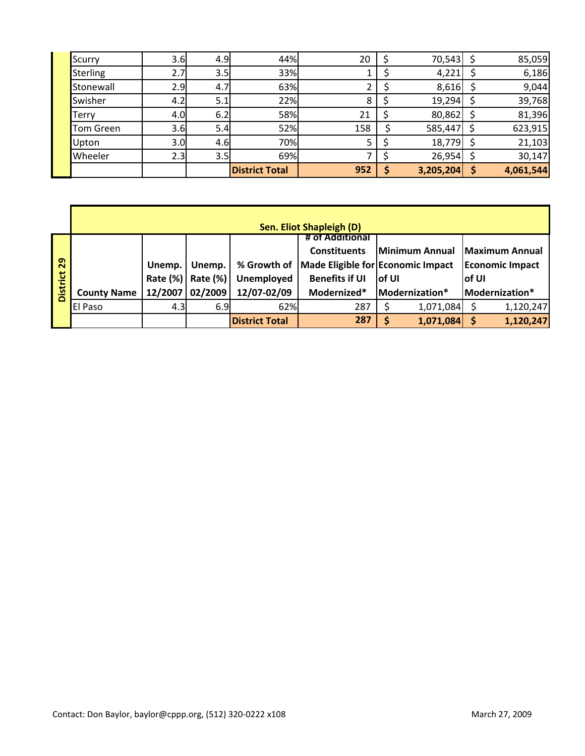| County Name | Unemp. Rate (%) 12/2007 | Unemp. Rate (%) 02/2009 | % Growth of Unemployed 12/07-02/09 | # of Additional Constituents Made Eligible for Benefits if UI Modernized* | Minimum Annual Economic Impact of UI Modernization* | Maximum Annual Economic Impact of UI Modernization* |
|---|---|---|---|---|---|---|
| Scurry | 3.6 | 4.9 | 44% | 20 | $ 70,543 | $ 85,059 |
| Sterling | 2.7 | 3.5 | 33% | 1 | $ 4,221 | $ 6,186 |
| Stonewall | 2.9 | 4.7 | 63% | 2 | $ 8,616 | $ 9,044 |
| Swisher | 4.2 | 5.1 | 22% | 8 | $ 19,294 | $ 39,768 |
| Terry | 4.0 | 6.2 | 58% | 21 | $ 80,862 | $ 81,396 |
| Tom Green | 3.6 | 5.4 | 52% | 158 | $ 585,447 | $ 623,915 |
| Upton | 3.0 | 4.6 | 70% | 5 | $ 18,779 | $ 21,103 |
| Wheeler | 2.3 | 3.5 | 69% | 7 | $ 26,954 | $ 30,147 |
| | | | **District Total** | **952** | **$ 3,205,204** | **$ 4,061,544** |

**District 29 — Sen. Eliot Shapleigh (D)**

| County Name | Unemp. Rate (%) 12/2007 | Unemp. Rate (%) 02/2009 | % Growth of Unemployed 12/07-02/09 | # of Additional Constituents Made Eligible for Benefits if UI Modernized* | Minimum Annual Economic Impact of UI Modernization* | Maximum Annual Economic Impact of UI Modernization* |
|---|---|---|---|---|---|---|
| El Paso | 4.3 | 6.9 | 62% | 287 | $ 1,071,084 | $ 1,120,247 |
| | | | **District Total** | **287** | **$ 1,071,084** | **$ 1,120,247** |

Contact: Don Baylor, baylor@cppp.org, (512) 320-0222 x108

March 27, 2009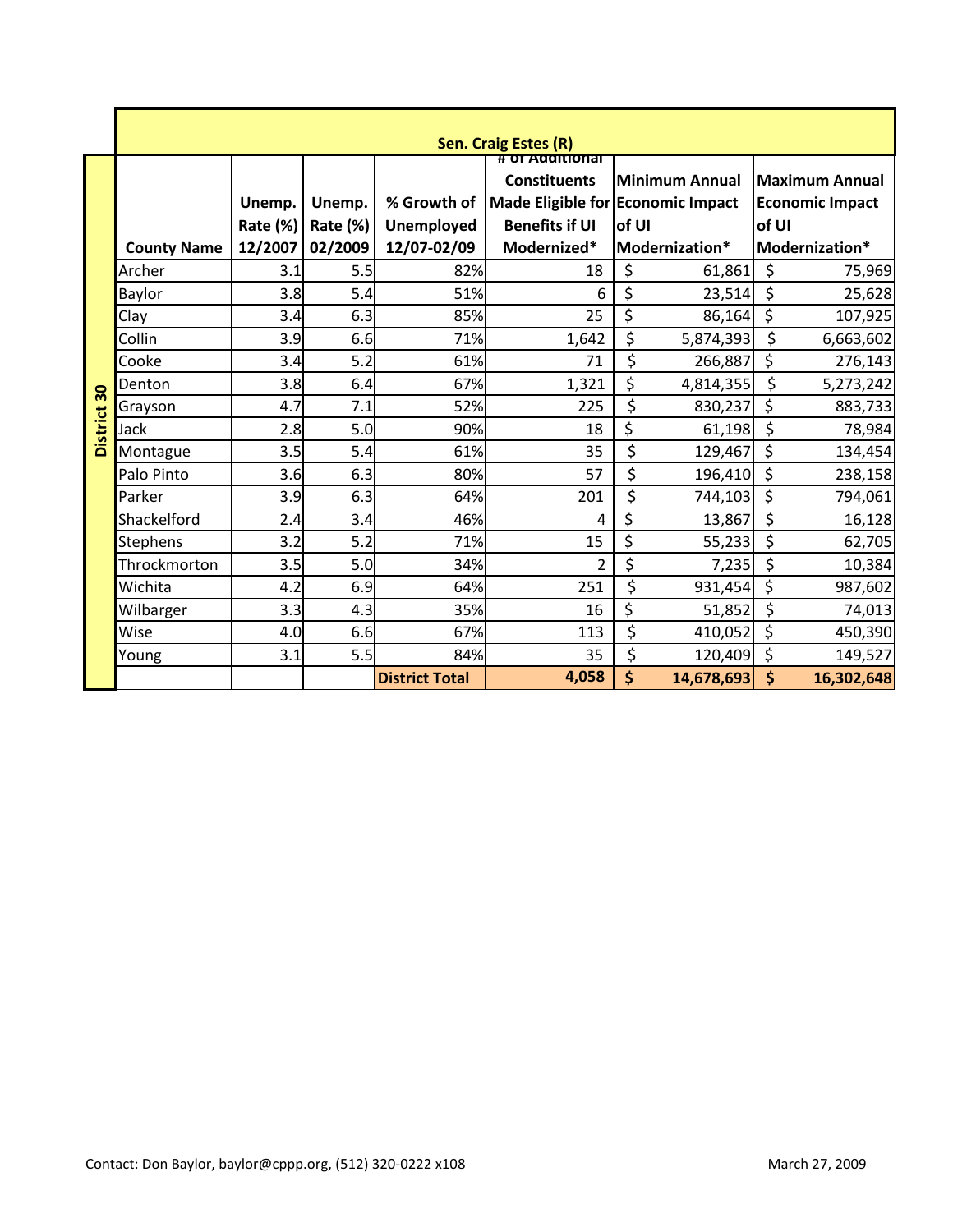**Sen. Craig Estes (R)**

**District 30**

| County Name | Unemp. Rate (%) 12/2007 | Unemp. Rate (%) 02/2009 | % Growth of Unemployed 12/07-02/09 | # of Additional Constituents Made Eligible for Benefits if UI Modernized* | Minimum Annual Economic Impact of UI Modernization* | Maximum Annual Economic Impact of UI Modernization* |
|---|---|---|---|---|---|---|
| Archer | 3.1 | 5.5 | 82% | 18 | $ 61,861 | $ 75,969 |
| Baylor | 3.8 | 5.4 | 51% | 6 | $ 23,514 | $ 25,628 |
| Clay | 3.4 | 6.3 | 85% | 25 | $ 86,164 | $ 107,925 |
| Collin | 3.9 | 6.6 | 71% | 1,642 | $ 5,874,393 | $ 6,663,602 |
| Cooke | 3.4 | 5.2 | 61% | 71 | $ 266,887 | $ 276,143 |
| Denton | 3.8 | 6.4 | 67% | 1,321 | $ 4,814,355 | $ 5,273,242 |
| Grayson | 4.7 | 7.1 | 52% | 225 | $ 830,237 | $ 883,733 |
| Jack | 2.8 | 5.0 | 90% | 18 | $ 61,198 | $ 78,984 |
| Montague | 3.5 | 5.4 | 61% | 35 | $ 129,467 | $ 134,454 |
| Palo Pinto | 3.6 | 6.3 | 80% | 57 | $ 196,410 | $ 238,158 |
| Parker | 3.9 | 6.3 | 64% | 201 | $ 744,103 | $ 794,061 |
| Shackelford | 2.4 | 3.4 | 46% | 4 | $ 13,867 | $ 16,128 |
| Stephens | 3.2 | 5.2 | 71% | 15 | $ 55,233 | $ 62,705 |
| Throckmorton | 3.5 | 5.0 | 34% | 2 | $ 7,235 | $ 10,384 |
| Wichita | 4.2 | 6.9 | 64% | 251 | $ 931,454 | $ 987,602 |
| Wilbarger | 3.3 | 4.3 | 35% | 16 | $ 51,852 | $ 74,013 |
| Wise | 4.0 | 6.6 | 67% | 113 | $ 410,052 | $ 450,390 |
| Young | 3.1 | 5.5 | 84% | 35 | $ 120,409 | $ 149,527 |
| | | | **District Total** | **4,058** | **$ 14,678,693** | **$ 16,302,648** |

Contact: Don Baylor, baylor@cppp.org, (512) 320-0222 x108

March 27, 2009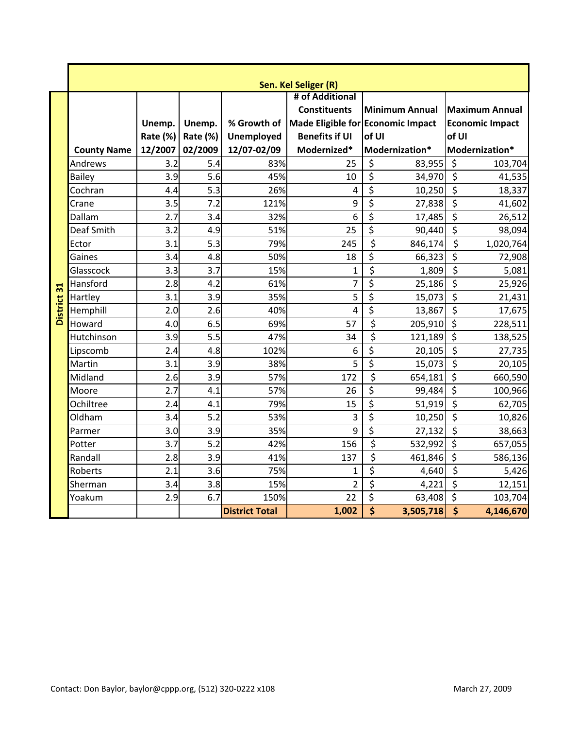## Sen. Kel Seliger (R)

**District 31**

| County Name | Unemp. Rate (%) 12/2007 | Unemp. Rate (%) 02/2009 | % Growth of Unemployed 12/07-02/09 | # of Additional Constituents Made Eligible for Benefits if UI Modernized* | Minimum Annual Economic Impact of UI Modernization* | Maximum Annual Economic Impact of UI Modernization* |
|---|---|---|---|---|---|---|
| Andrews | 3.2 | 5.4 | 83% | 25 | $ 83,955 | $ 103,704 |
| Bailey | 3.9 | 5.6 | 45% | 10 | $ 34,970 | $ 41,535 |
| Cochran | 4.4 | 5.3 | 26% | 4 | $ 10,250 | $ 18,337 |
| Crane | 3.5 | 7.2 | 121% | 9 | $ 27,838 | $ 41,602 |
| Dallam | 2.7 | 3.4 | 32% | 6 | $ 17,485 | $ 26,512 |
| Deaf Smith | 3.2 | 4.9 | 51% | 25 | $ 90,440 | $ 98,094 |
| Ector | 3.1 | 5.3 | 79% | 245 | $ 846,174 | $ 1,020,764 |
| Gaines | 3.4 | 4.8 | 50% | 18 | $ 66,323 | $ 72,908 |
| Glasscock | 3.3 | 3.7 | 15% | 1 | $ 1,809 | $ 5,081 |
| Hansford | 2.8 | 4.2 | 61% | 7 | $ 25,186 | $ 25,926 |
| Hartley | 3.1 | 3.9 | 35% | 5 | $ 15,073 | $ 21,431 |
| Hemphill | 2.0 | 2.6 | 40% | 4 | $ 13,867 | $ 17,675 |
| Howard | 4.0 | 6.5 | 69% | 57 | $ 205,910 | $ 228,511 |
| Hutchinson | 3.9 | 5.5 | 47% | 34 | $ 121,189 | $ 138,525 |
| Lipscomb | 2.4 | 4.8 | 102% | 6 | $ 20,105 | $ 27,735 |
| Martin | 3.1 | 3.9 | 38% | 5 | $ 15,073 | $ 20,105 |
| Midland | 2.6 | 3.9 | 57% | 172 | $ 654,181 | $ 660,590 |
| Moore | 2.7 | 4.1 | 57% | 26 | $ 99,484 | $ 100,966 |
| Ochiltree | 2.4 | 4.1 | 79% | 15 | $ 51,919 | $ 62,705 |
| Oldham | 3.4 | 5.2 | 53% | 3 | $ 10,250 | $ 10,826 |
| Parmer | 3.0 | 3.9 | 35% | 9 | $ 27,132 | $ 38,663 |
| Potter | 3.7 | 5.2 | 42% | 156 | $ 532,992 | $ 657,055 |
| Randall | 2.8 | 3.9 | 41% | 137 | $ 461,846 | $ 586,136 |
| Roberts | 2.1 | 3.6 | 75% | 1 | $ 4,640 | $ 5,426 |
| Sherman | 3.4 | 3.8 | 15% | 2 | $ 4,221 | $ 12,151 |
| Yoakum | 2.9 | 6.7 | 150% | 22 | $ 63,408 | $ 103,704 |
| | | | **District Total** | **1,002** | **$ 3,505,718** | **$ 4,146,670** |

Contact: Don Baylor, baylor@cppp.org, (512) 320-0222 x108

March 27, 2009